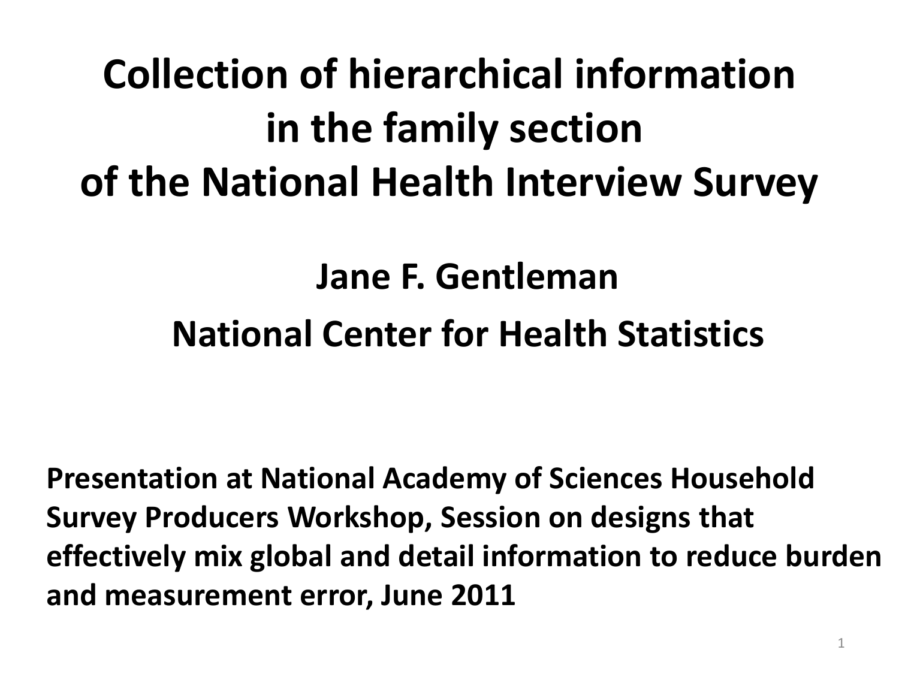# Collection of hierarchical information in the family section of the National Health Interview Survey

**Jane F. Gentleman**

**National Center for Health Statistics**

**Presentation at National Academy of Sciences Household Survey Producers Workshop, Session on designs that effectively mix global and detail information to reduce burden and measurement error, June 2011**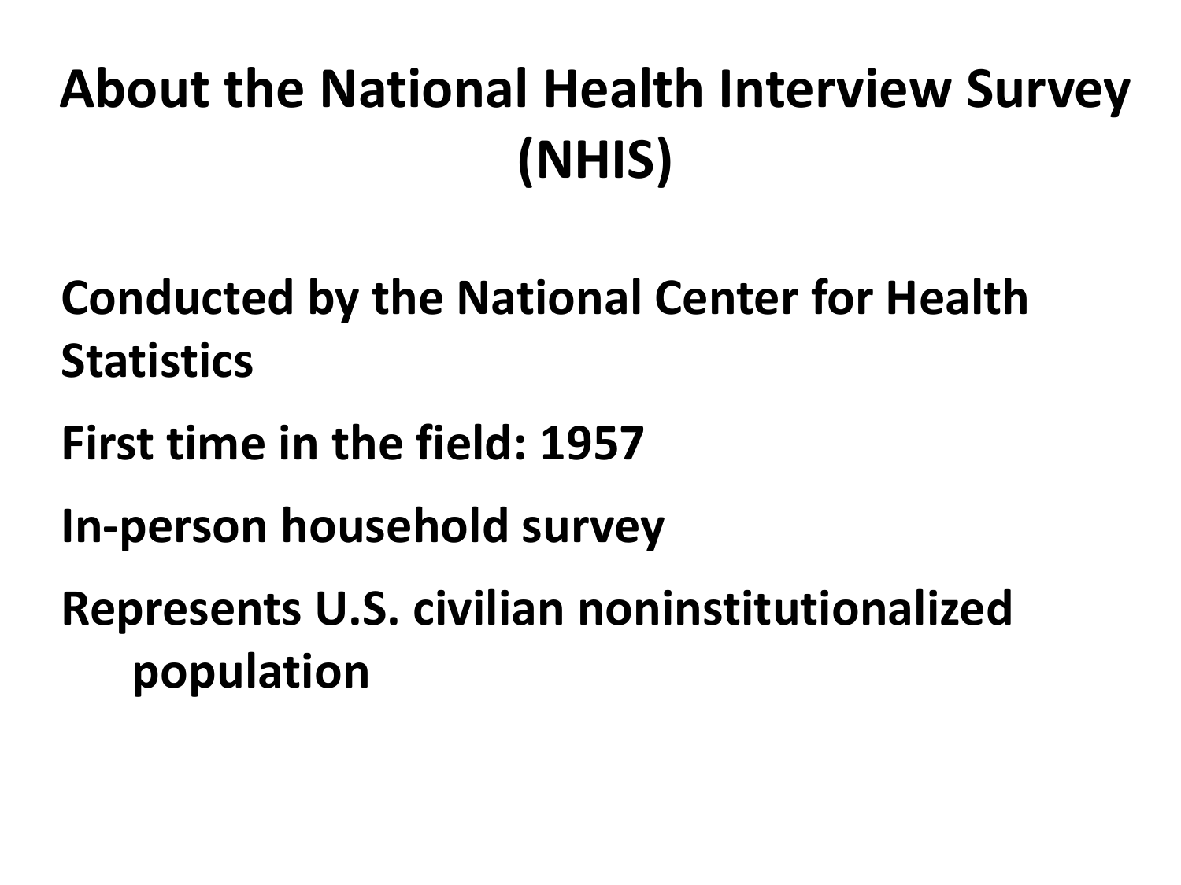# About the National Health Interview Survey (NHIS)

**Conducted by the National Center for Health Statistics**

**First time in the field: 1957**

**In-person household survey**

**Represents U.S. civilian noninstitutionalized population**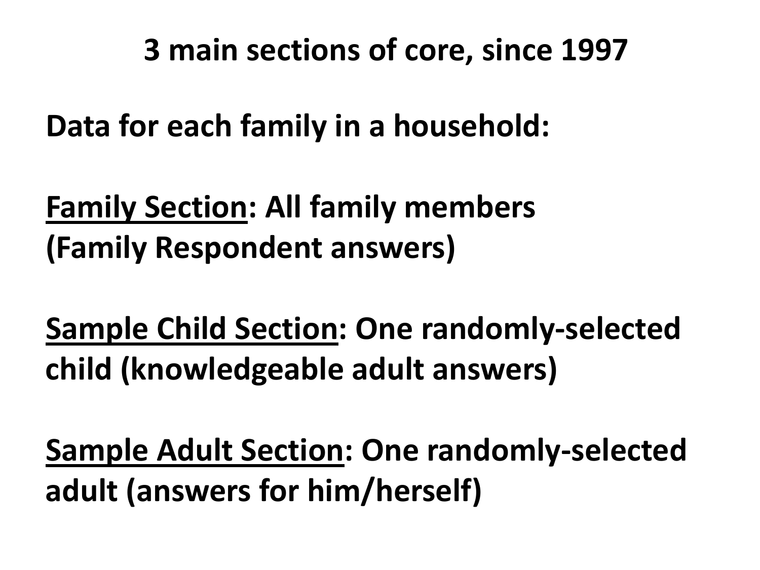# 3 main sections of core, since 1997

**Data for each family in a household:**

**<u>Family Section</u>: All family members (Family Respondent answers)**

**<u>Sample Child Section</u>: One randomly-selected child (knowledgeable adult answers)**

**<u>Sample Adult Section</u>: One randomly-selected adult (answers for him/herself)**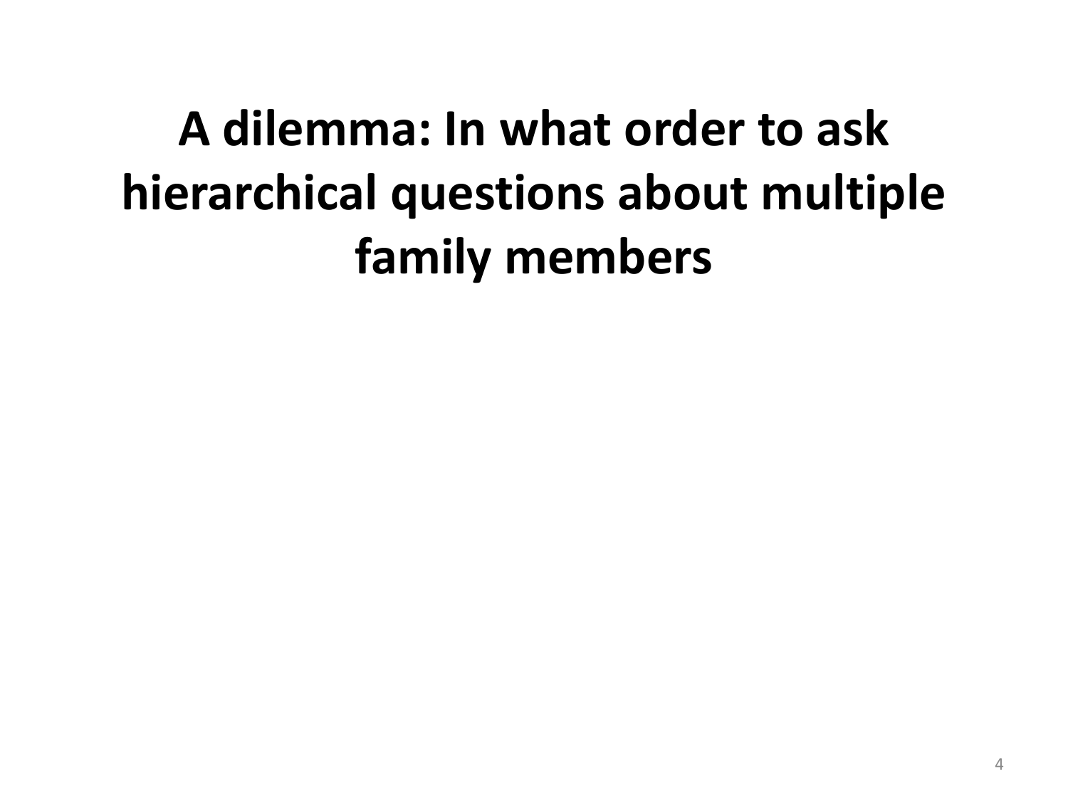# A dilemma: In what order to ask hierarchical questions about multiple family members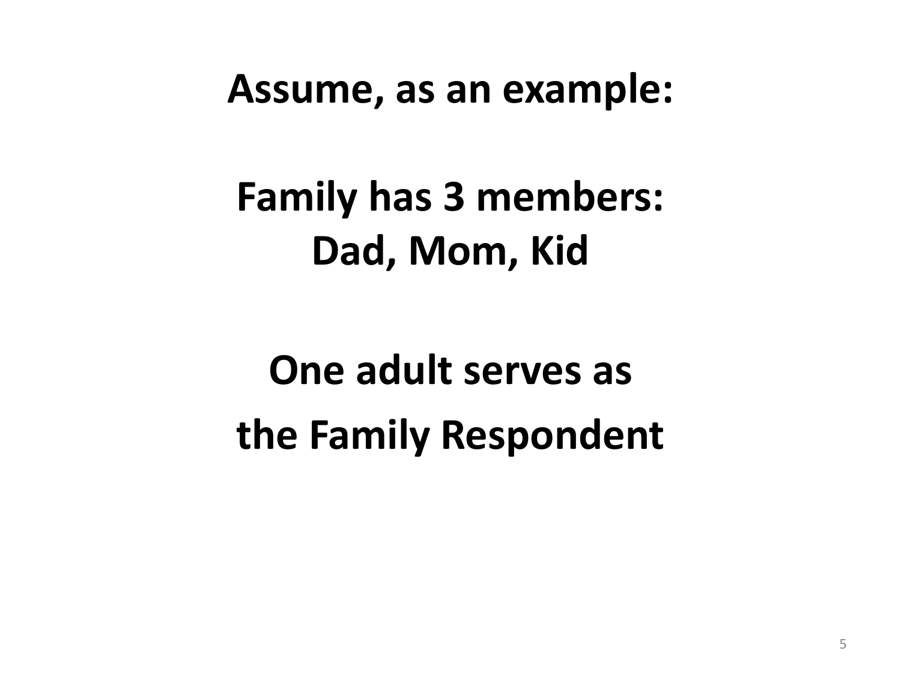**Assume, as an example:**

**Family has 3 members:**
**Dad, Mom, Kid**

**One adult serves as**
**the Family Respondent**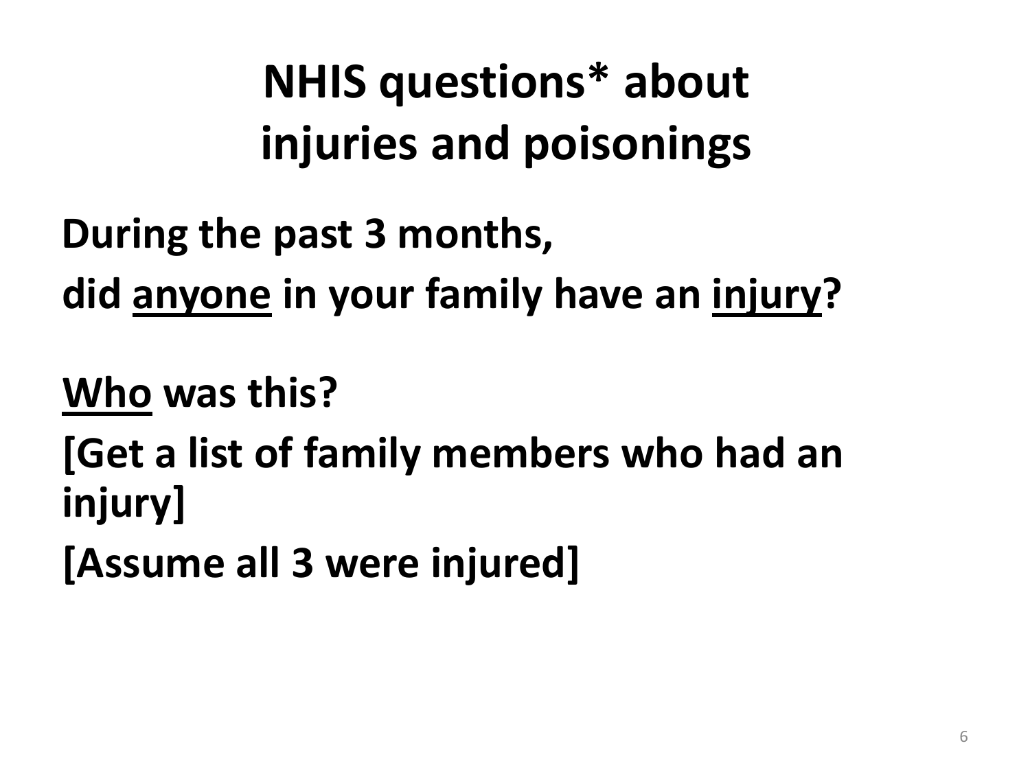# NHIS questions* about injuries and poisonings

**During the past 3 months,**

**did <u>anyone</u> in your family have an <u>injury</u>?**

**<u>Who</u> was this?**

**[Get a list of family members who had an injury]**

**[Assume all 3 were injured]**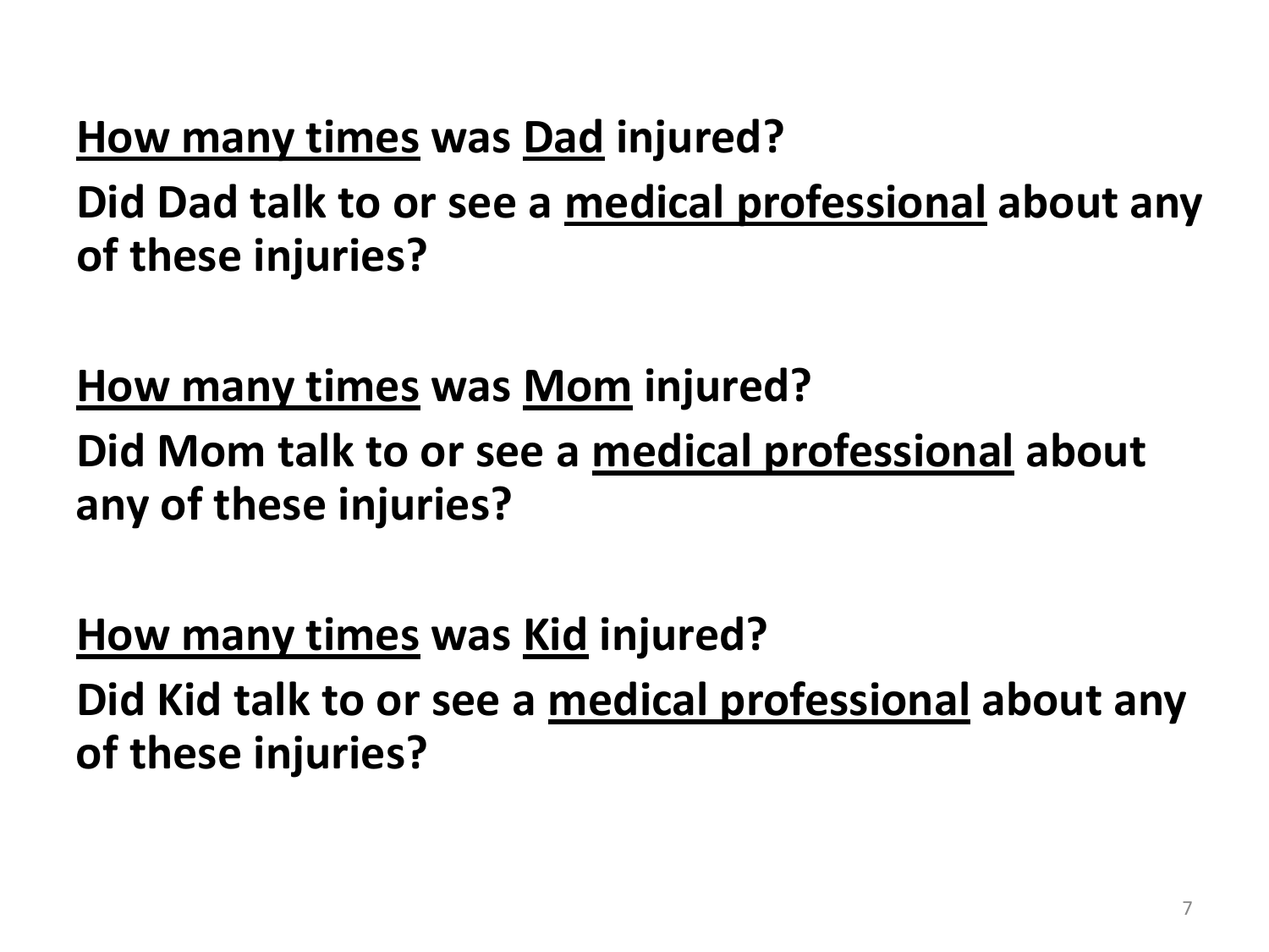**<u>How many times</u> was <u>Dad</u> injured?**

**Did Dad talk to or see a <u>medical professional</u> about any of these injuries?**

**<u>How many times</u> was <u>Mom</u> injured?**

**Did Mom talk to or see a <u>medical professional</u> about any of these injuries?**

**<u>How many times</u> was <u>Kid</u> injured?**

**Did Kid talk to or see a <u>medical professional</u> about any of these injuries?**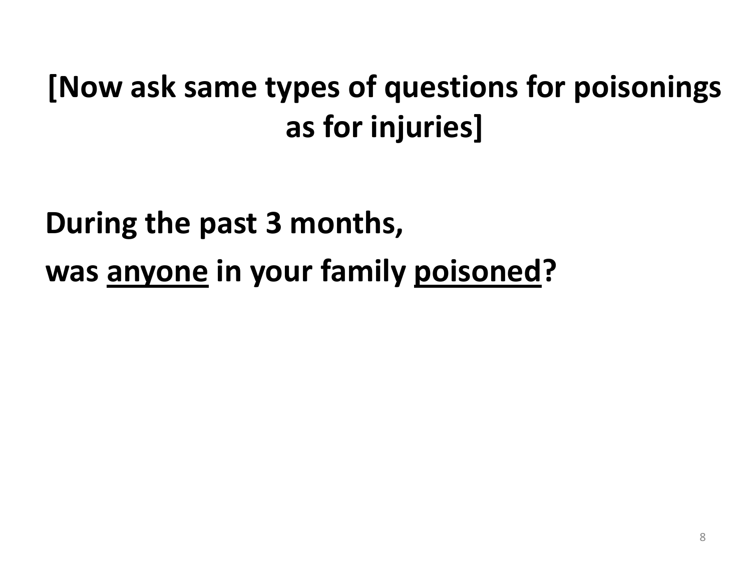## [Now ask same types of questions for poisonings as for injuries]

**During the past 3 months,**

**was <u>anyone</u> in your family <u>poisoned</u>?**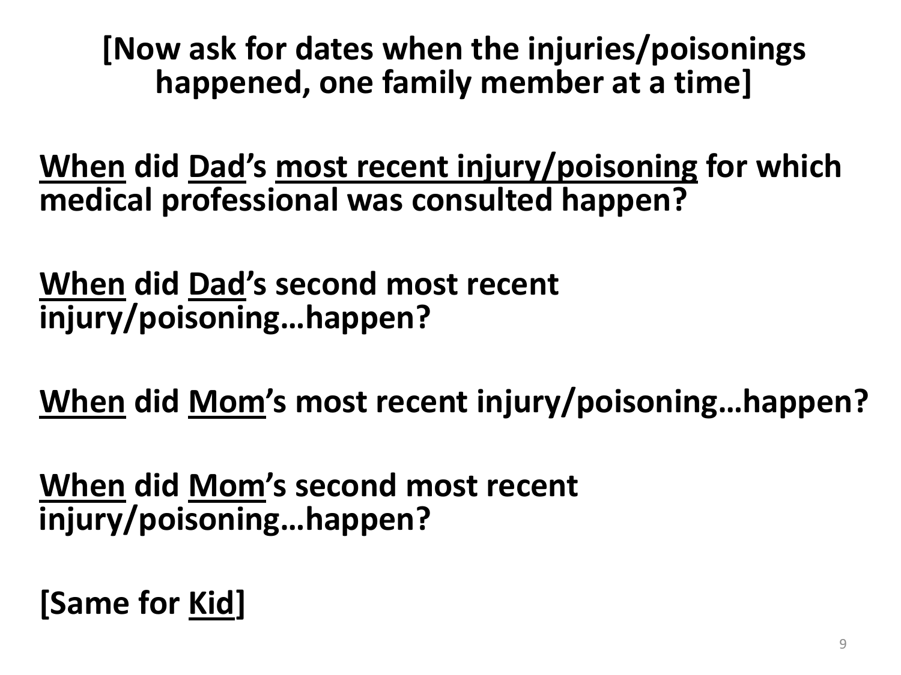**[Now ask for dates when the injuries/poisonings happened, one family member at a time]**

**<u>When</u> did <u>Dad</u>'s <u>most recent injury/poisoning</u> for which medical professional was consulted happen?**

**<u>When</u> did <u>Dad</u>'s second most recent injury/poisoning…happen?**

**<u>When</u> did <u>Mom</u>'s most recent injury/poisoning…happen?**

**<u>When</u> did <u>Mom</u>'s second most recent injury/poisoning…happen?**

**[Same for <u>Kid</u>]**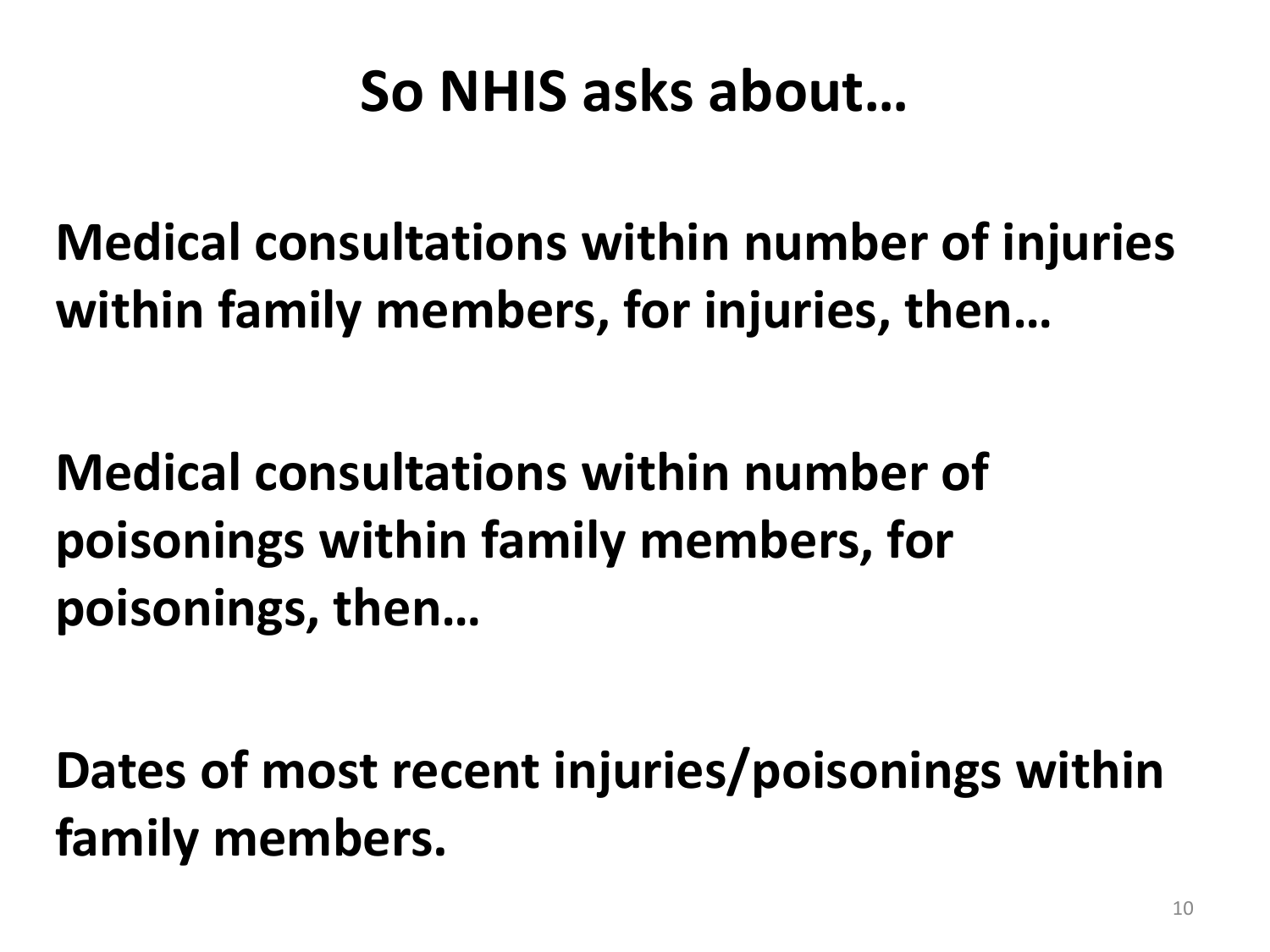# So NHIS asks about…

**Medical consultations within number of injuries within family members, for injuries, then…**

**Medical consultations within number of poisonings within family members, for poisonings, then…**

**Dates of most recent injuries/poisonings within family members.**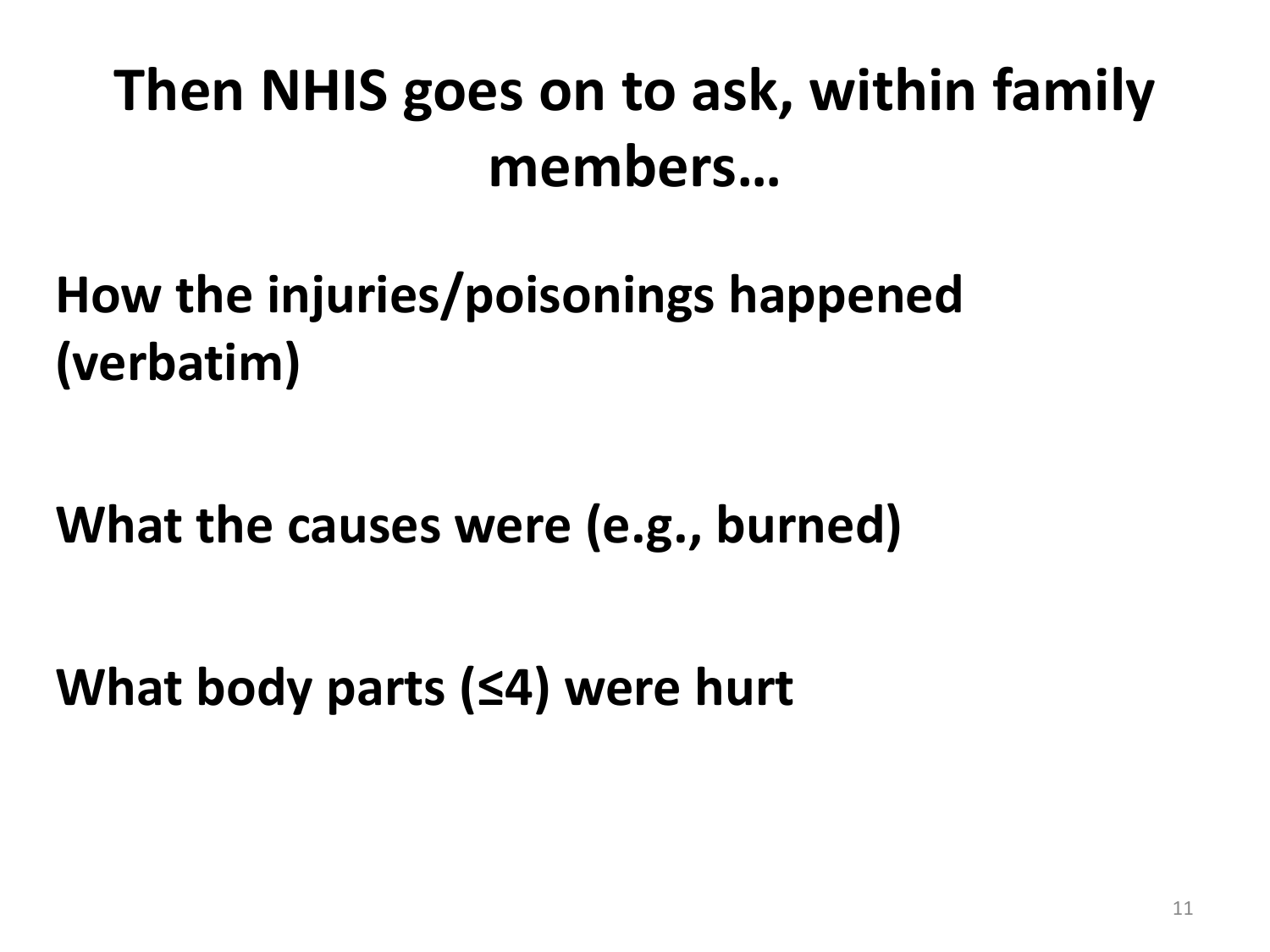# Then NHIS goes on to ask, within family members…

**How the injuries/poisonings happened (verbatim)**

**What the causes were (e.g., burned)**

**What body parts (≤4) were hurt**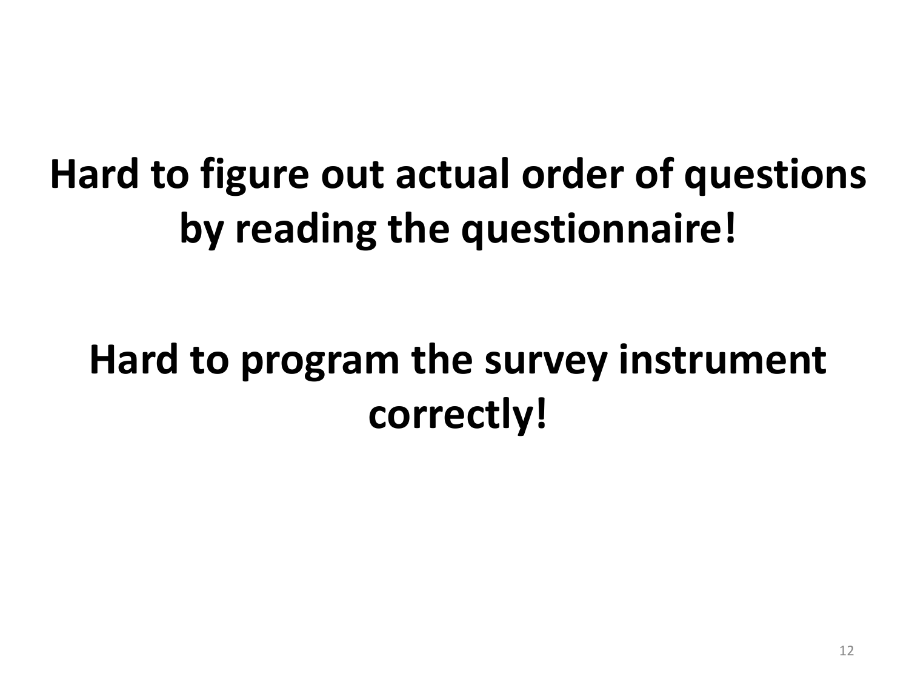**Hard to figure out actual order of questions by reading the questionnaire!**

**Hard to program the survey instrument correctly!**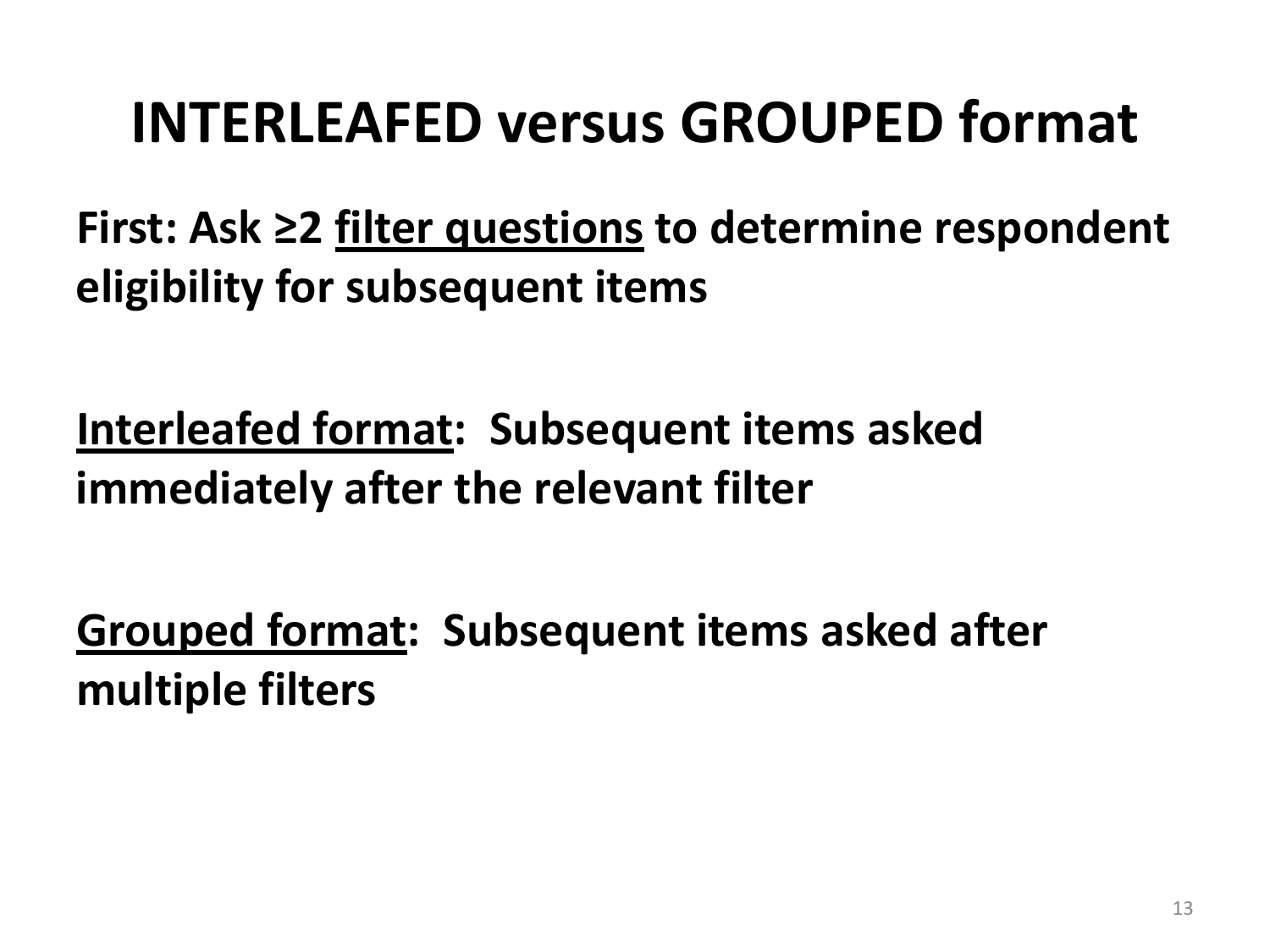# INTERLEAFED versus GROUPED format

**First: Ask ≥2 <u>filter questions</u> to determine respondent eligibility for subsequent items**

**<u>Interleafed format</u>: Subsequent items asked immediately after the relevant filter**

**<u>Grouped format</u>: Subsequent items asked after multiple filters**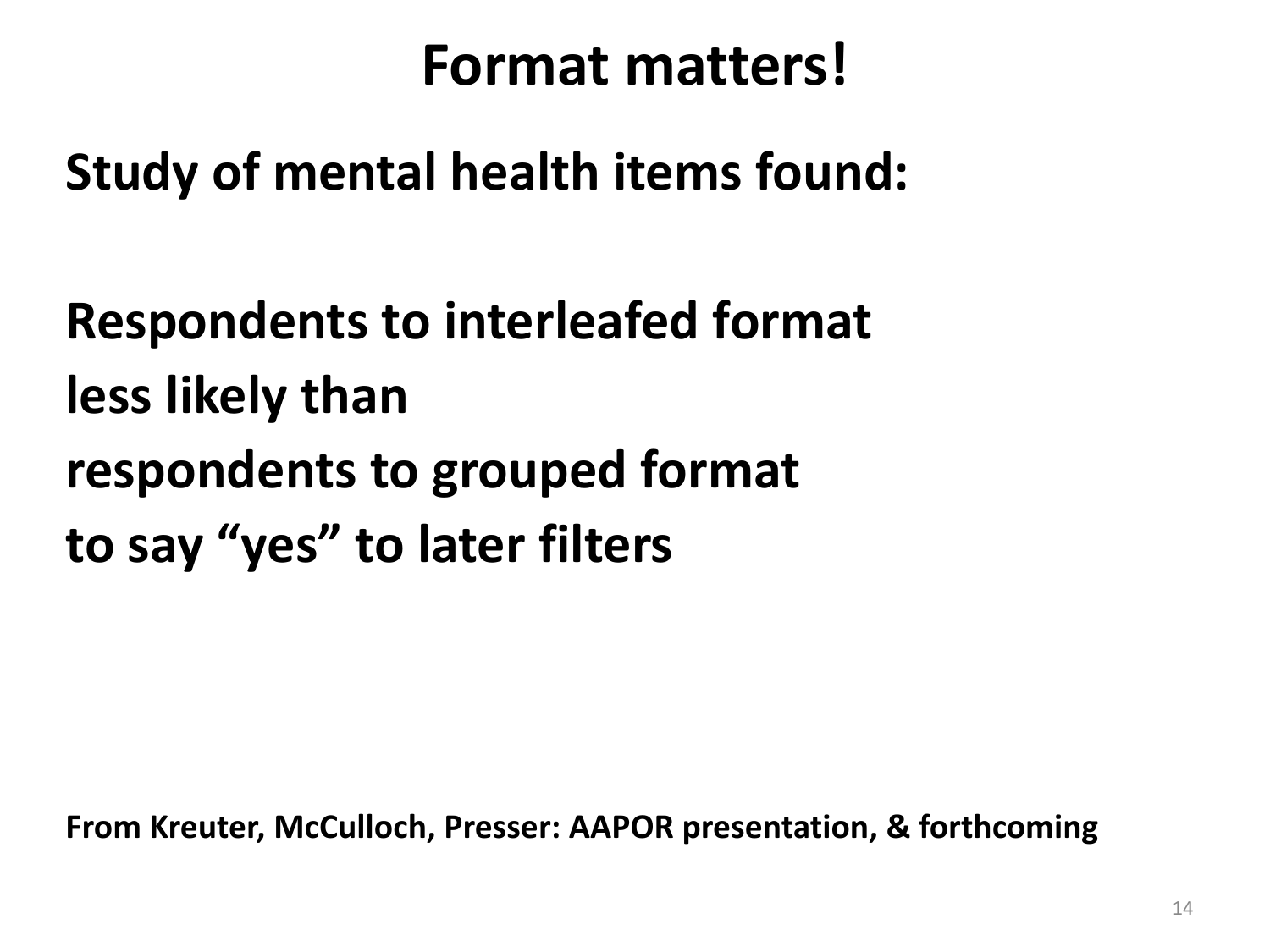# Format matters!

**Study of mental health items found:**

**Respondents to interleafed format**
**less likely than**
**respondents to grouped format**
**to say “yes” to later filters**

**From Kreuter, McCulloch, Presser: AAPOR presentation, & forthcoming**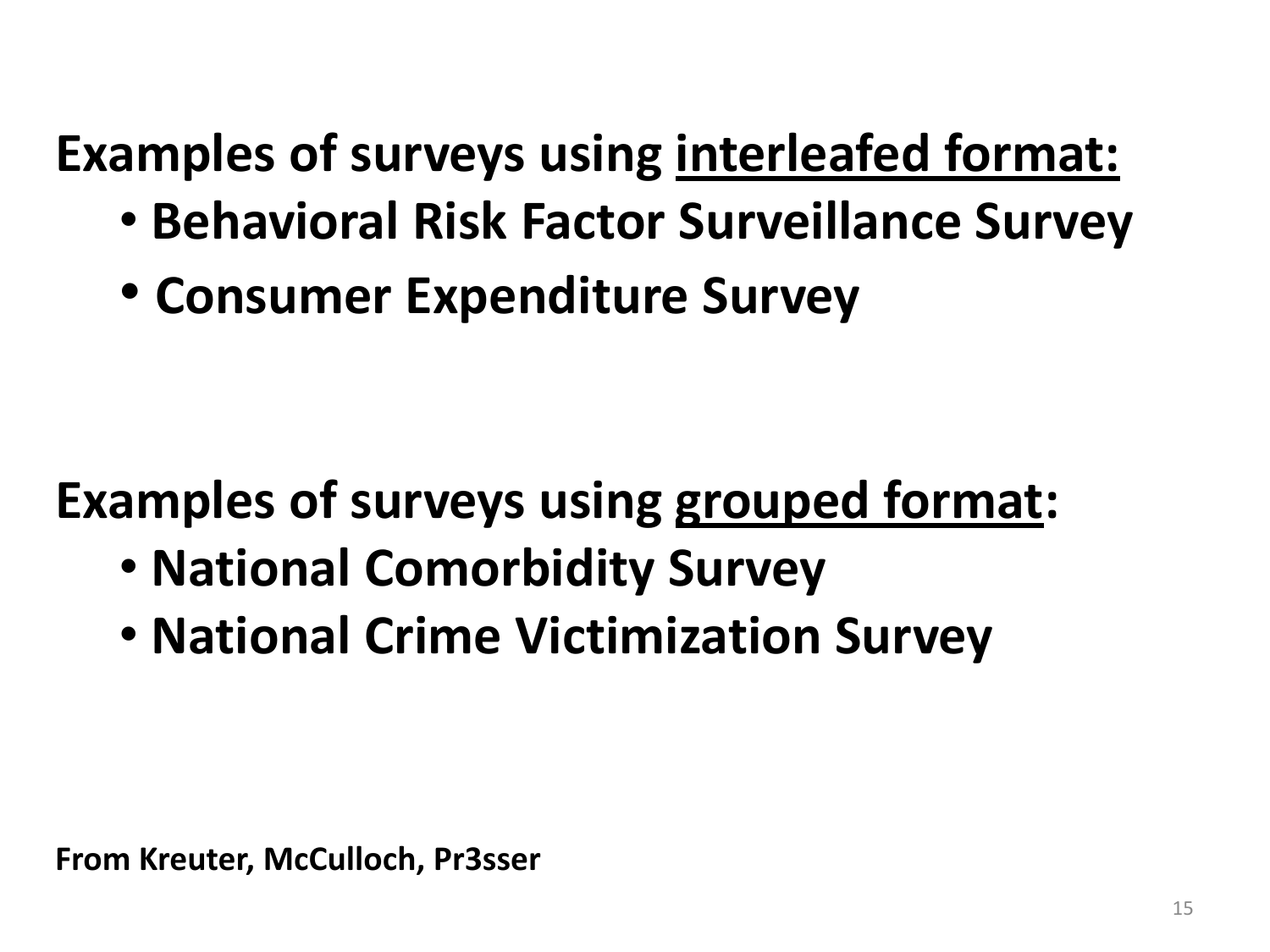**Examples of surveys using <u>interleafed format:</u>**

- **Behavioral Risk Factor Surveillance Survey**
- **Consumer Expenditure Survey**

**Examples of surveys using <u>grouped format</u>:**

- **National Comorbidity Survey**
- **National Crime Victimization Survey**

**From Kreuter, McCulloch, Pr3sser**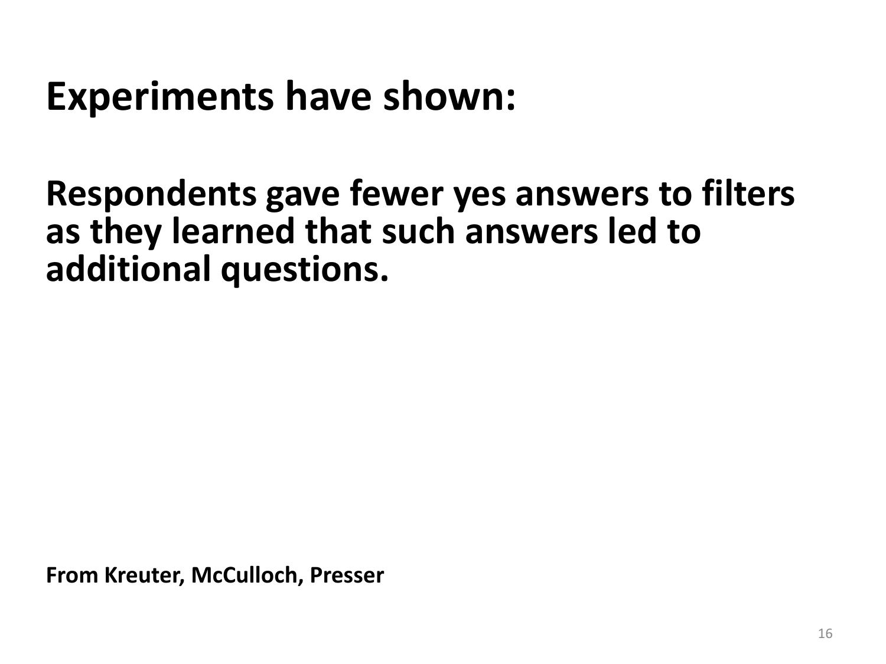# Experiments have shown:

**Respondents gave fewer yes answers to filters as they learned that such answers led to additional questions.**

**From Kreuter, McCulloch, Presser**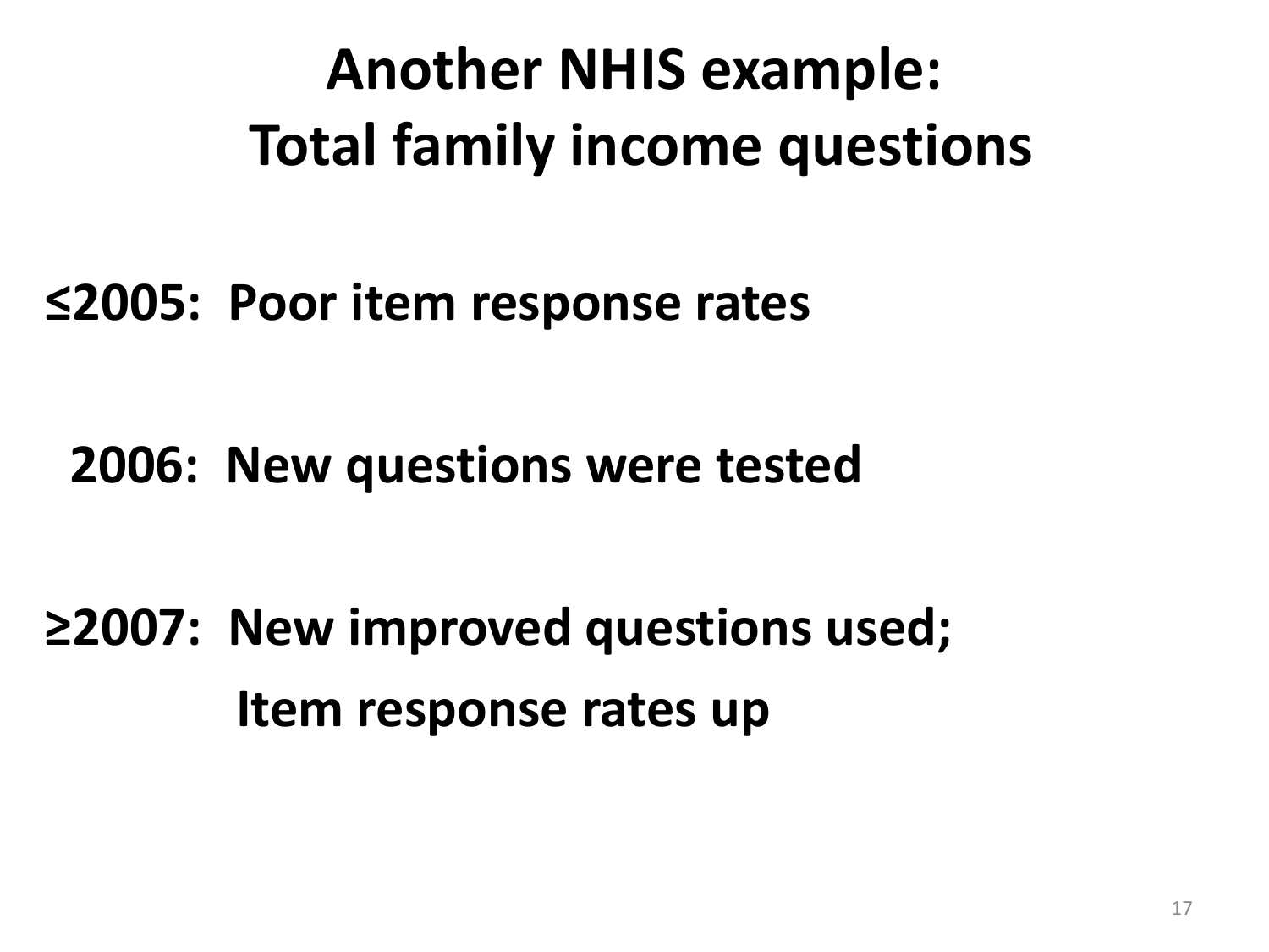# Another NHIS example: Total family income questions

**≤2005: Poor item response rates**

**2006: New questions were tested**

**≥2007: New improved questions used; Item response rates up**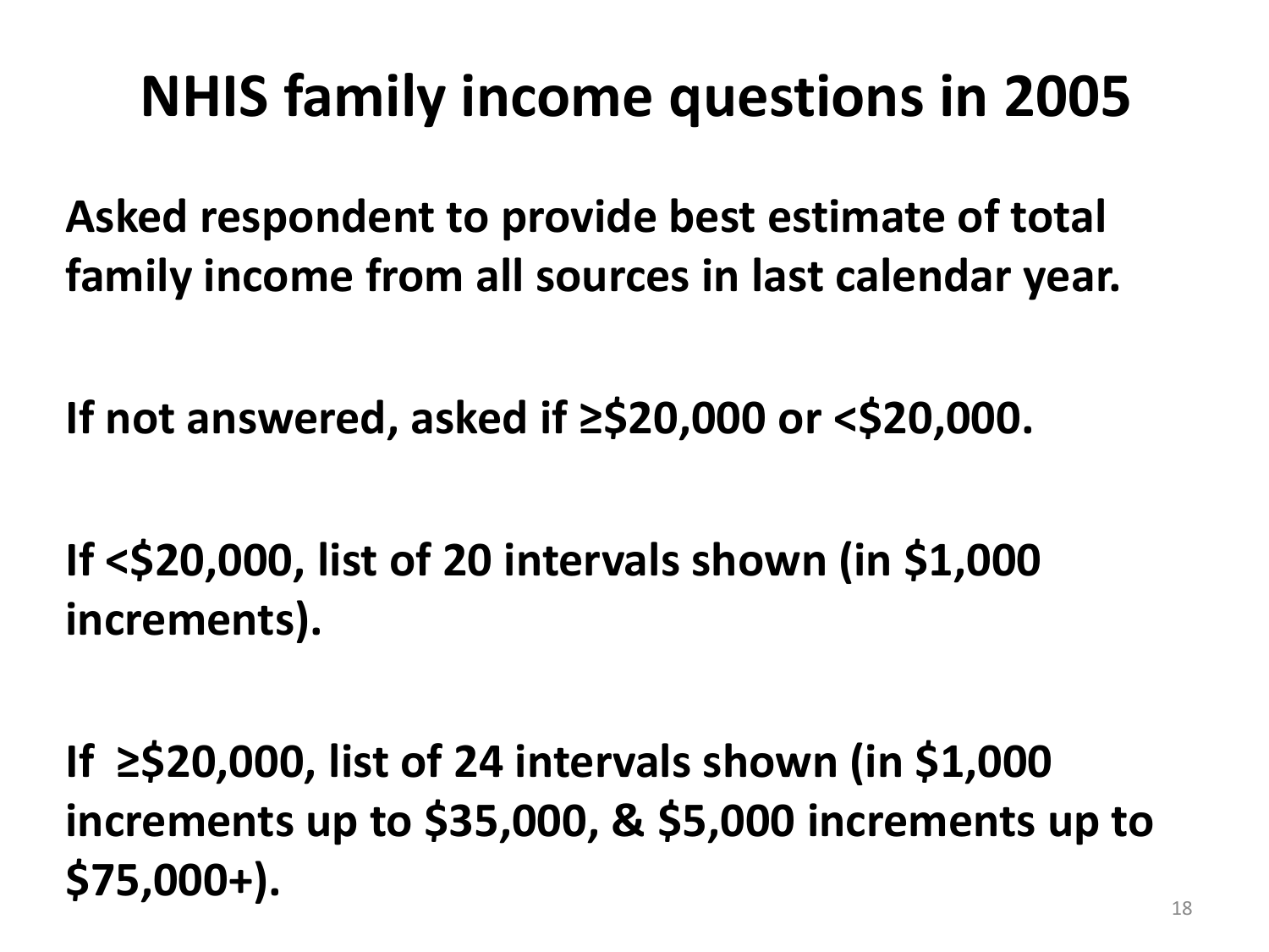# NHIS family income questions in 2005

**Asked respondent to provide best estimate of total family income from all sources in last calendar year.**

**If not answered, asked if ≥$20,000 or <$20,000.**

**If <$20,000, list of 20 intervals shown (in $1,000 increments).**

**If ≥$20,000, list of 24 intervals shown (in $1,000 increments up to $35,000, & $5,000 increments up to $75,000+).**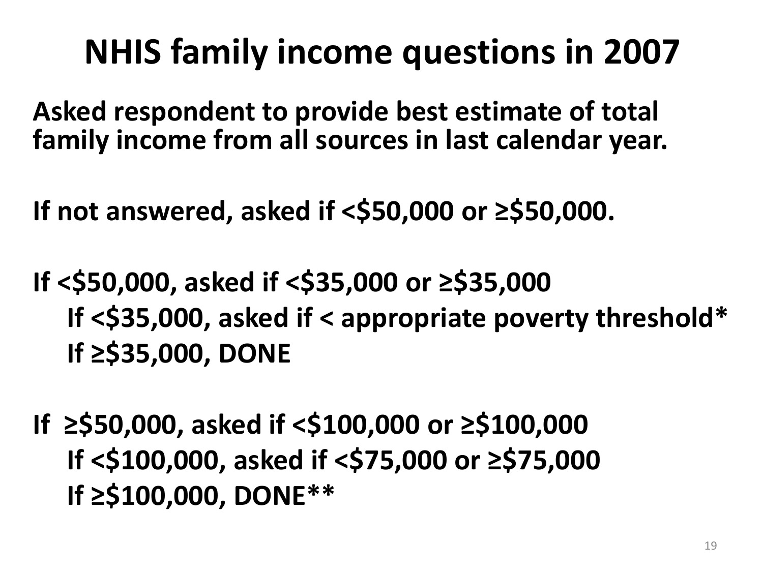# NHIS family income questions in 2007

**Asked respondent to provide best estimate of total family income from all sources in last calendar year.**

**If not answered, asked if <\$50,000 or ≥\$50,000.**

**If <\$50,000, asked if <\$35,000 or ≥\$35,000**

- **If <\$35,000, asked if < appropriate poverty threshold***
- **If ≥\$35,000, DONE**

**If ≥\$50,000, asked if <\$100,000 or ≥\$100,000**

- **If <\$100,000, asked if <\$75,000 or ≥\$75,000**
- **If ≥\$100,000, DONE****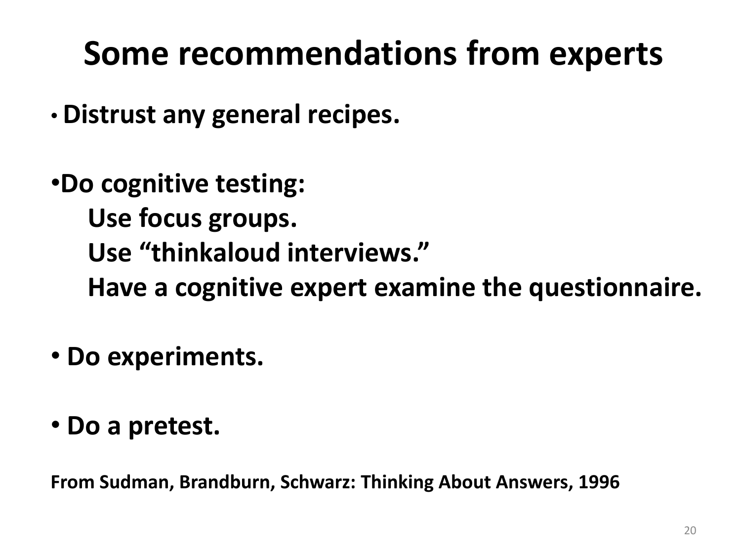# Some recommendations from experts

- **Distrust any general recipes.**

- **Do cognitive testing:**
  - **Use focus groups.**
  - **Use "thinkaloud interviews."**
  - **Have a cognitive expert examine the questionnaire.**

- **Do experiments.**

- **Do a pretest.**

**From Sudman, Brandburn, Schwarz: Thinking About Answers, 1996**